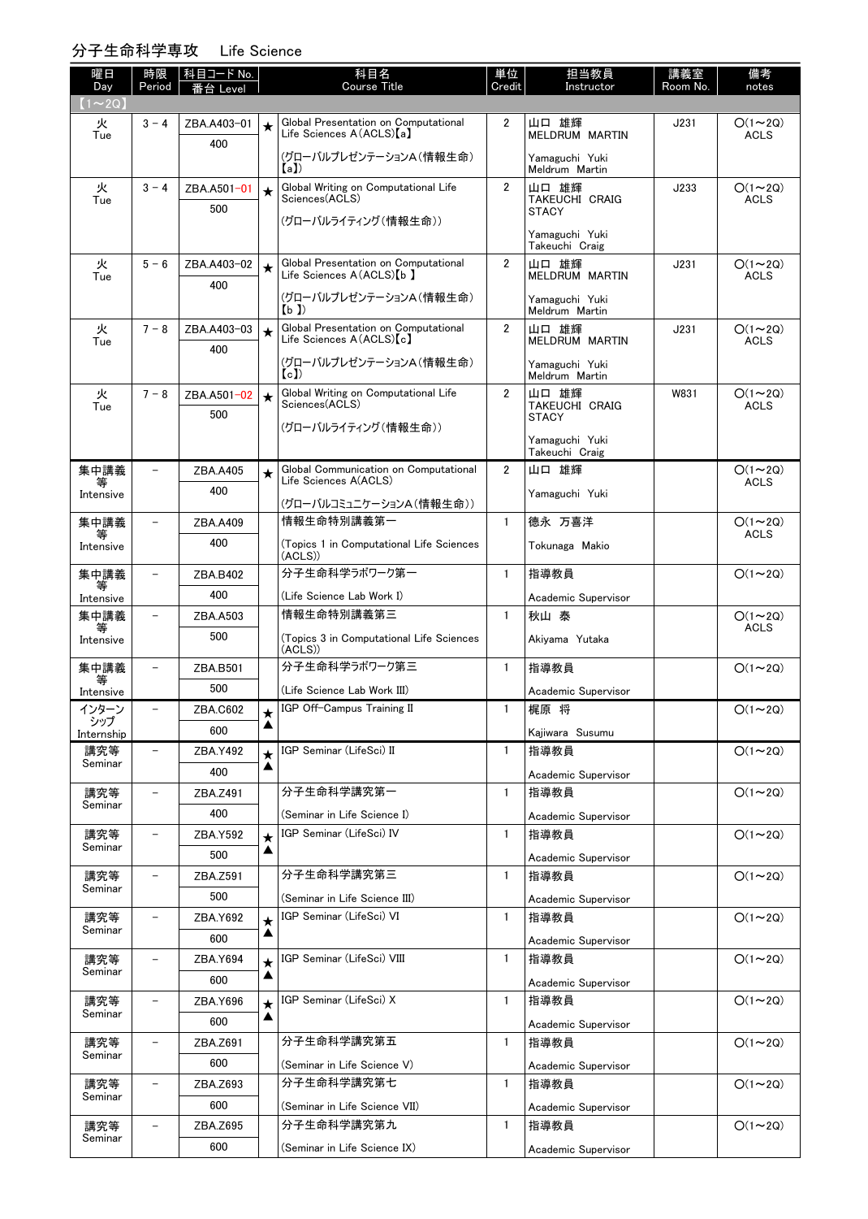## 分子生命科学専攻　Life Science

| 曜日 Day | 時限 Period | 科目コード No. 番台 Level | | 科目名 Course Title | 単位 Credit | 担当教員 Instructor | 講義室 Room No. | 備考 notes |
|---|---|---|---|---|---|---|---|---|
| 【1～2Q】 | | | | | | | | |
| 火 Tue | 3 - 4 | ZBA.A403-01 400 | ★ | Global Presentation on Computational Life Sciences A(ACLS)【a】 (グローバルプレゼンテーションA(情報生命)【a】) | 2 | 山口 雄輝 MELDRUM MARTIN Yamaguchi Yuki Meldrum Martin | J231 | O(1～2Q) ACLS |
| 火 Tue | 3 - 4 | ZBA.A501-01 500 | ★ | Global Writing on Computational Life Sciences(ACLS) (グローバルライティング(情報生命)) | 2 | 山口 雄輝 TAKEUCHI CRAIG STACY Yamaguchi Yuki Takeuchi Craig | J233 | O(1～2Q) ACLS |
| 火 Tue | 5 - 6 | ZBA.A403-02 400 | ★ | Global Presentation on Computational Life Sciences A(ACLS)【b 】 (グローバルプレゼンテーションA(情報生命)【b 】) | 2 | 山口 雄輝 MELDRUM MARTIN Yamaguchi Yuki Meldrum Martin | J231 | O(1～2Q) ACLS |
| 火 Tue | 7 - 8 | ZBA.A403-03 400 | ★ | Global Presentation on Computational Life Sciences A(ACLS)【c】 (グローバルプレゼンテーションA(情報生命)【c】) | 2 | 山口 雄輝 MELDRUM MARTIN Yamaguchi Yuki Meldrum Martin | J231 | O(1～2Q) ACLS |
| 火 Tue | 7 - 8 | ZBA.A501-02 500 | ★ | Global Writing on Computational Life Sciences(ACLS) (グローバルライティング(情報生命)) | 2 | 山口 雄輝 TAKEUCHI CRAIG STACY Yamaguchi Yuki Takeuchi Craig | W831 | O(1～2Q) ACLS |
| 集中講義等 Intensive | - | ZBA.A405 400 | ★ | Global Communication on Computational Life Sciences A(ACLS) (グローバルコミュニケーションA(情報生命)) | 2 | 山口 雄輝 Yamaguchi Yuki | | O(1～2Q) ACLS |
| 集中講義等 Intensive | - | ZBA.A409 400 | | 情報生命特別講義第一 (Topics 1 in Computational Life Sciences (ACLS)) | 1 | 徳永 万喜洋 Tokunaga Makio | | O(1～2Q) ACLS |
| 集中講義等 Intensive | - | ZBA.B402 400 | | 分子生命科学ラボワーク第一 (Life Science Lab Work I) | 1 | 指導教員 Academic Supervisor | | O(1～2Q) |
| 集中講義等 Intensive | - | ZBA.A503 500 | | 情報生命特別講義第三 (Topics 3 in Computational Life Sciences (ACLS)) | 1 | 秋山 泰 Akiyama Yutaka | | O(1～2Q) ACLS |
| 集中講義等 Intensive | - | ZBA.B501 500 | | 分子生命科学ラボワーク第三 (Life Science Lab Work III) | 1 | 指導教員 Academic Supervisor | | O(1～2Q) |
| インターンシップ Internship | - | ZBA.C602 600 | ★▲ | IGP Off-Campus Training II | 1 | 梶原 将 Kajiwara Susumu | | O(1～2Q) |
| 講究等 Seminar | - | ZBA.Y492 400 | ★▲ | IGP Seminar (LifeSci) II | 1 | 指導教員 Academic Supervisor | | O(1～2Q) |
| 講究等 Seminar | - | ZBA.Z491 400 | | 分子生命科学講究第一 (Seminar in Life Science I) | 1 | 指導教員 Academic Supervisor | | O(1～2Q) |
| 講究等 Seminar | - | ZBA.Y592 500 | ★▲ | IGP Seminar (LifeSci) IV | 1 | 指導教員 Academic Supervisor | | O(1～2Q) |
| 講究等 Seminar | - | ZBA.Z591 500 | | 分子生命科学講究第三 (Seminar in Life Science III) | 1 | 指導教員 Academic Supervisor | | O(1～2Q) |
| 講究等 Seminar | - | ZBA.Y692 600 | ★▲ | IGP Seminar (LifeSci) VI | 1 | 指導教員 Academic Supervisor | | O(1～2Q) |
| 講究等 Seminar | - | ZBA.Y694 600 | ★▲ | IGP Seminar (LifeSci) VIII | 1 | 指導教員 Academic Supervisor | | O(1～2Q) |
| 講究等 Seminar | - | ZBA.Y696 600 | ★▲ | IGP Seminar (LifeSci) X | 1 | 指導教員 Academic Supervisor | | O(1～2Q) |
| 講究等 Seminar | - | ZBA.Z691 600 | | 分子生命科学講究第五 (Seminar in Life Science V) | 1 | 指導教員 Academic Supervisor | | O(1～2Q) |
| 講究等 Seminar | - | ZBA.Z693 600 | | 分子生命科学講究第七 (Seminar in Life Science VII) | 1 | 指導教員 Academic Supervisor | | O(1～2Q) |
| 講究等 Seminar | - | ZBA.Z695 600 | | 分子生命科学講究第九 (Seminar in Life Science IX) | 1 | 指導教員 Academic Supervisor | | O(1～2Q) |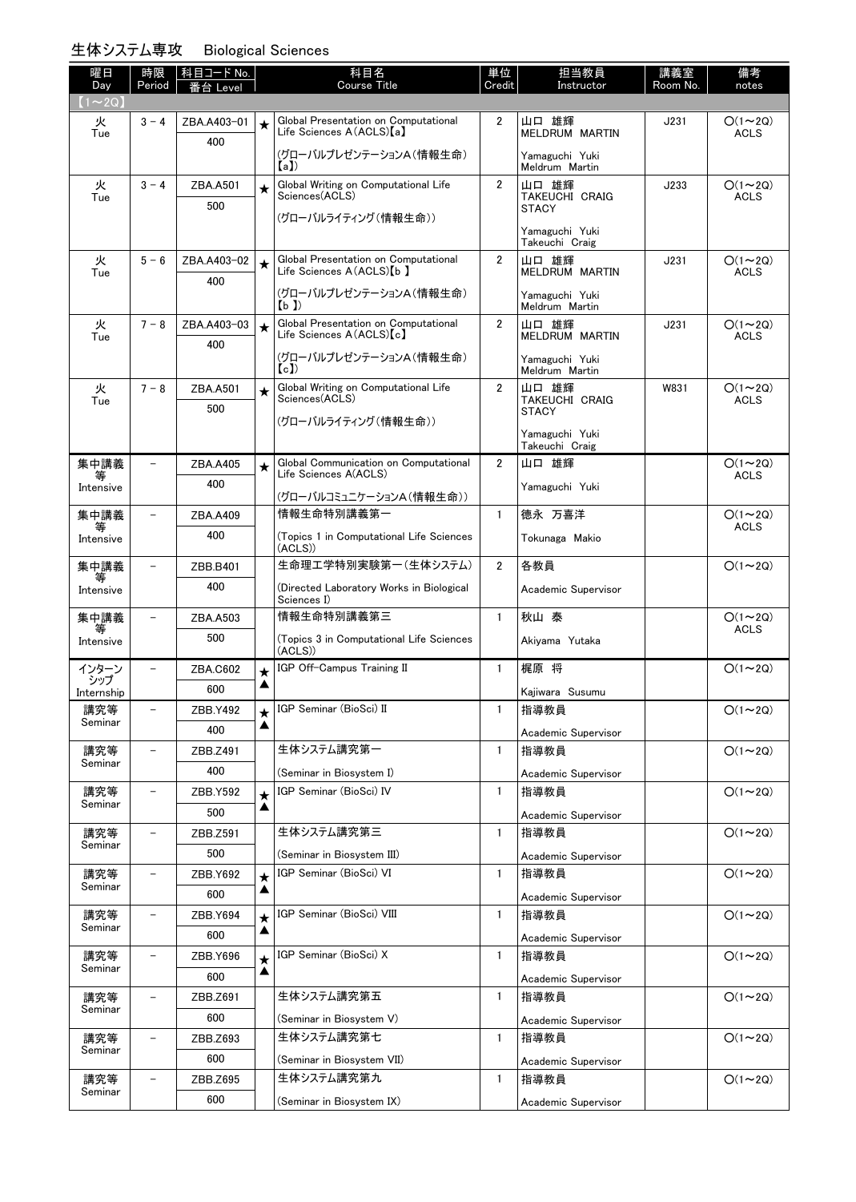## 生体システム専攻　Biological Sciences

| 曜日 Day | 時限 Period | 科目コード No. 番台 Level | | 科目名 Course Title | 単位 Credit | 担当教員 Instructor | 講義室 Room No. | 備考 notes |
|---|---|---|---|---|---|---|---|---|
| 【1～2Q】 | | | | | | | | |
| 火 Tue | 3 - 4 | ZBA.A403-01 400 | ★ | Global Presentation on Computational Life Sciences A(ACLS)【a】 (グローバルプレゼンテーションA(情報生命)【a】) | 2 | 山口 雄輝 MELDRUM MARTIN Yamaguchi Yuki Meldrum Martin | J231 | ○(1～2Q) ACLS |
| 火 Tue | 3 - 4 | ZBA.A501 500 | ★ | Global Writing on Computational Life Sciences(ACLS) (グローバルライティング(情報生命)) | 2 | 山口 雄輝 TAKEUCHI CRAIG STACY Yamaguchi Yuki Takeuchi Craig | J233 | ○(1～2Q) ACLS |
| 火 Tue | 5 - 6 | ZBA.A403-02 400 | ★ | Global Presentation on Computational Life Sciences A(ACLS)【b 】 (グローバルプレゼンテーションA(情報生命)【b 】) | 2 | 山口 雄輝 MELDRUM MARTIN Yamaguchi Yuki Meldrum Martin | J231 | ○(1～2Q) ACLS |
| 火 Tue | 7 - 8 | ZBA.A403-03 400 | ★ | Global Presentation on Computational Life Sciences A(ACLS)【c】 (グローバルプレゼンテーションA(情報生命)【c】) | 2 | 山口 雄輝 MELDRUM MARTIN Yamaguchi Yuki Meldrum Martin | J231 | ○(1～2Q) ACLS |
| 火 Tue | 7 - 8 | ZBA.A501 500 | ★ | Global Writing on Computational Life Sciences(ACLS) (グローバルライティング(情報生命)) | 2 | 山口 雄輝 TAKEUCHI CRAIG STACY Yamaguchi Yuki Takeuchi Craig | W831 | ○(1～2Q) ACLS |
| 集中講義等 Intensive | – | ZBA.A405 400 | ★ | Global Communication on Computational Life Sciences A(ACLS) (グローバルコミュニケーションA(情報生命)) | 2 | 山口 雄輝 Yamaguchi Yuki | | ○(1～2Q) ACLS |
| 集中講義等 Intensive | – | ZBA.A409 400 | | 情報生命特別講義第一 (Topics 1 in Computational Life Sciences (ACLS)) | 1 | 徳永 万喜洋 Tokunaga Makio | | ○(1～2Q) ACLS |
| 集中講義等 Intensive | – | ZBB.B401 400 | | 生命理工学特別実験第一(生体システム) (Directed Laboratory Works in Biological Sciences I) | 2 | 各教員 Academic Supervisor | | ○(1～2Q) |
| 集中講義等 Intensive | – | ZBA.A503 500 | | 情報生命特別講義第三 (Topics 3 in Computational Life Sciences (ACLS)) | 1 | 秋山 泰 Akiyama Yutaka | | ○(1～2Q) ACLS |
| インターンシップ Internship | – | ZBA.C602 600 | ★ ▲ | IGP Off-Campus Training II | 1 | 梶原 将 Kajiwara Susumu | | ○(1～2Q) |
| 講究等 Seminar | – | ZBB.Y492 400 | ★ ▲ | IGP Seminar (BioSci) II | 1 | 指導教員 Academic Supervisor | | ○(1～2Q) |
| 講究等 Seminar | – | ZBB.Z491 400 | | 生体システム講究第一 (Seminar in Biosystem I) | 1 | 指導教員 Academic Supervisor | | ○(1～2Q) |
| 講究等 Seminar | – | ZBB.Y592 500 | ★ ▲ | IGP Seminar (BioSci) IV | 1 | 指導教員 Academic Supervisor | | ○(1～2Q) |
| 講究等 Seminar | – | ZBB.Z591 500 | | 生体システム講究第三 (Seminar in Biosystem III) | 1 | 指導教員 Academic Supervisor | | ○(1～2Q) |
| 講究等 Seminar | – | ZBB.Y692 600 | ★ ▲ | IGP Seminar (BioSci) VI | 1 | 指導教員 Academic Supervisor | | ○(1～2Q) |
| 講究等 Seminar | – | ZBB.Y694 600 | ★ ▲ | IGP Seminar (BioSci) VIII | 1 | 指導教員 Academic Supervisor | | ○(1～2Q) |
| 講究等 Seminar | – | ZBB.Y696 600 | ★ ▲ | IGP Seminar (BioSci) X | 1 | 指導教員 Academic Supervisor | | ○(1～2Q) |
| 講究等 Seminar | – | ZBB.Z691 600 | | 生体システム講究第五 (Seminar in Biosystem V) | 1 | 指導教員 Academic Supervisor | | ○(1～2Q) |
| 講究等 Seminar | – | ZBB.Z693 600 | | 生体システム講究第七 (Seminar in Biosystem VII) | 1 | 指導教員 Academic Supervisor | | ○(1～2Q) |
| 講究等 Seminar | – | ZBB.Z695 600 | | 生体システム講究第九 (Seminar in Biosystem IX) | 1 | 指導教員 Academic Supervisor | | ○(1～2Q) |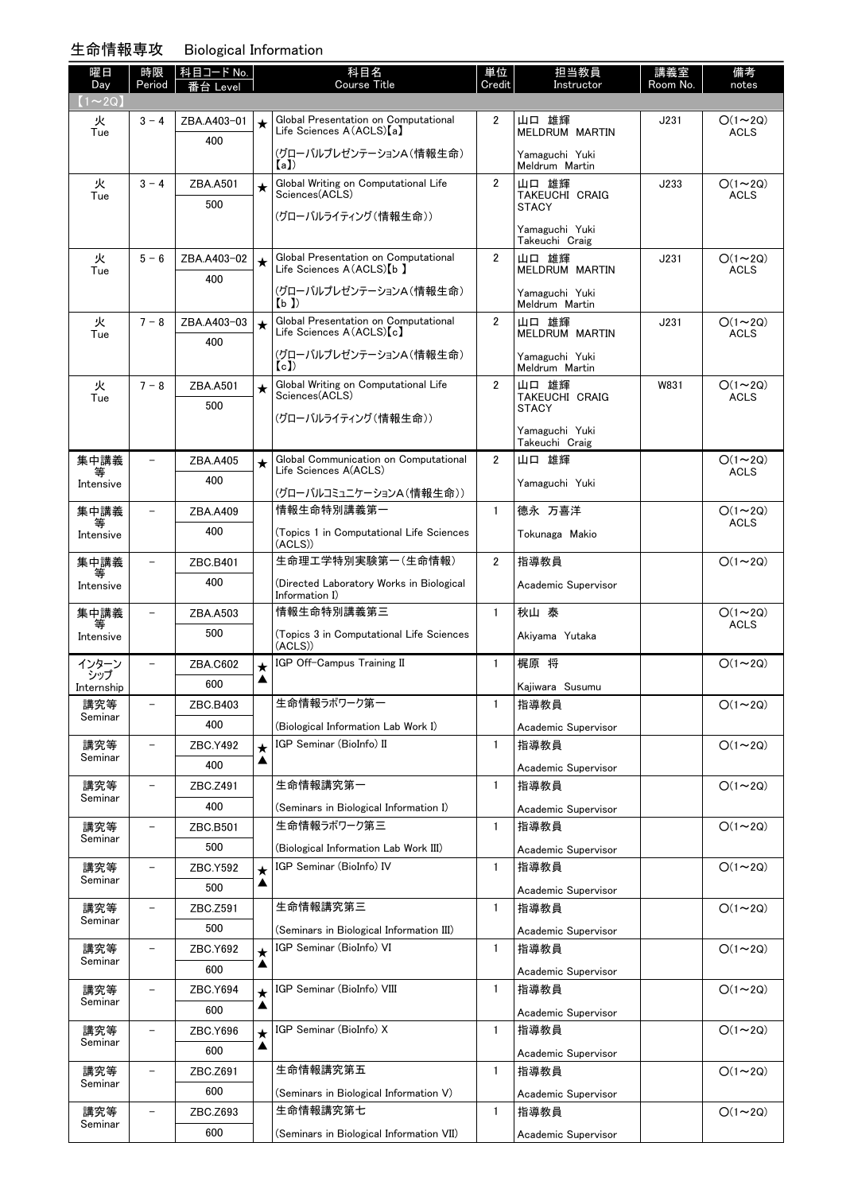## 生命情報専攻　Biological Information

| 曜日 Day | 時限 Period | 科目コード No. 番台 Level | | 科目名 Course Title | 単位 Credit | 担当教員 Instructor | 講義室 Room No. | 備考 notes |
|---|---|---|---|---|---|---|---|---|
| 【1～2Q】 | | | | | | | | |
| 火 Tue | 3－4 | ZBA.A403-01 400 | ★ | Global Presentation on Computational Life Sciences A(ACLS)【a】 (グローバルプレゼンテーションA(情報生命)【a】) | 2 | 山口 雄輝 MELDRUM MARTIN Yamaguchi Yuki Meldrum Martin | J231 | ○(1～2Q) ACLS |
| 火 Tue | 3－4 | ZBA.A501 500 | ★ | Global Writing on Computational Life Sciences(ACLS) (グローバルライティング(情報生命)) | 2 | 山口 雄輝 TAKEUCHI CRAIG STACY Yamaguchi Yuki Takeuchi Craig | J233 | ○(1～2Q) ACLS |
| 火 Tue | 5－6 | ZBA.A403-02 400 | ★ | Global Presentation on Computational Life Sciences A(ACLS)【b 】 (グローバルプレゼンテーションA(情報生命)【b 】) | 2 | 山口 雄輝 MELDRUM MARTIN Yamaguchi Yuki Meldrum Martin | J231 | ○(1～2Q) ACLS |
| 火 Tue | 7－8 | ZBA.A403-03 400 | ★ | Global Presentation on Computational Life Sciences A(ACLS)【c】 (グローバルプレゼンテーションA(情報生命)【c】) | 2 | 山口 雄輝 MELDRUM MARTIN Yamaguchi Yuki Meldrum Martin | J231 | ○(1～2Q) ACLS |
| 火 Tue | 7－8 | ZBA.A501 500 | ★ | Global Writing on Computational Life Sciences(ACLS) (グローバルライティング(情報生命)) | 2 | 山口 雄輝 TAKEUCHI CRAIG STACY Yamaguchi Yuki Takeuchi Craig | W831 | ○(1～2Q) ACLS |
| 集中講義等 Intensive | － | ZBA.A405 400 | ★ | Global Communication on Computational Life Sciences A(ACLS) (グローバルコミュニケーションA(情報生命)) | 2 | 山口 雄輝 Yamaguchi Yuki | | ○(1～2Q) ACLS |
| 集中講義等 Intensive | － | ZBA.A409 400 | | 情報生命特別講義第一 (Topics 1 in Computational Life Sciences (ACLS)) | 1 | 徳永 万喜洋 Tokunaga Makio | | ○(1～2Q) ACLS |
| 集中講義等 Intensive | － | ZBC.B401 400 | | 生命理工学特別実験第一(生命情報) (Directed Laboratory Works in Biological Information I) | 2 | 指導教員 Academic Supervisor | | ○(1～2Q) |
| 集中講義等 Intensive | － | ZBA.A503 500 | | 情報生命特別講義第三 (Topics 3 in Computational Life Sciences (ACLS)) | 1 | 秋山 泰 Akiyama Yutaka | | ○(1～2Q) ACLS |
| インターンシップ Internship | － | ZBA.C602 600 | ★▲ | IGP Off-Campus Training II | 1 | 梶原 将 Kajiwara Susumu | | ○(1～2Q) |
| 講究等 Seminar | － | ZBC.B403 400 | | 生命情報ラボワーク第一 (Biological Information Lab Work I) | 1 | 指導教員 Academic Supervisor | | ○(1～2Q) |
| 講究等 Seminar | － | ZBC.Y492 400 | ★▲ | IGP Seminar (BioInfo) II | 1 | 指導教員 Academic Supervisor | | ○(1～2Q) |
| 講究等 Seminar | － | ZBC.Z491 400 | | 生命情報講究第一 (Seminars in Biological Information I) | 1 | 指導教員 Academic Supervisor | | ○(1～2Q) |
| 講究等 Seminar | － | ZBC.B501 500 | | 生命情報ラボワーク第三 (Biological Information Lab Work III) | 1 | 指導教員 Academic Supervisor | | ○(1～2Q) |
| 講究等 Seminar | － | ZBC.Y592 500 | ★▲ | IGP Seminar (BioInfo) IV | 1 | 指導教員 Academic Supervisor | | ○(1～2Q) |
| 講究等 Seminar | － | ZBC.Z591 500 | | 生命情報講究第三 (Seminars in Biological Information III) | 1 | 指導教員 Academic Supervisor | | ○(1～2Q) |
| 講究等 Seminar | － | ZBC.Y692 600 | ★▲ | IGP Seminar (BioInfo) VI | 1 | 指導教員 Academic Supervisor | | ○(1～2Q) |
| 講究等 Seminar | － | ZBC.Y694 600 | ★▲ | IGP Seminar (BioInfo) VIII | 1 | 指導教員 Academic Supervisor | | ○(1～2Q) |
| 講究等 Seminar | － | ZBC.Y696 600 | ★▲ | IGP Seminar (BioInfo) X | 1 | 指導教員 Academic Supervisor | | ○(1～2Q) |
| 講究等 Seminar | － | ZBC.Z691 600 | | 生命情報講究第五 (Seminars in Biological Information V) | 1 | 指導教員 Academic Supervisor | | ○(1～2Q) |
| 講究等 Seminar | － | ZBC.Z693 600 | | 生命情報講究第七 (Seminars in Biological Information VII) | 1 | 指導教員 Academic Supervisor | | ○(1～2Q) |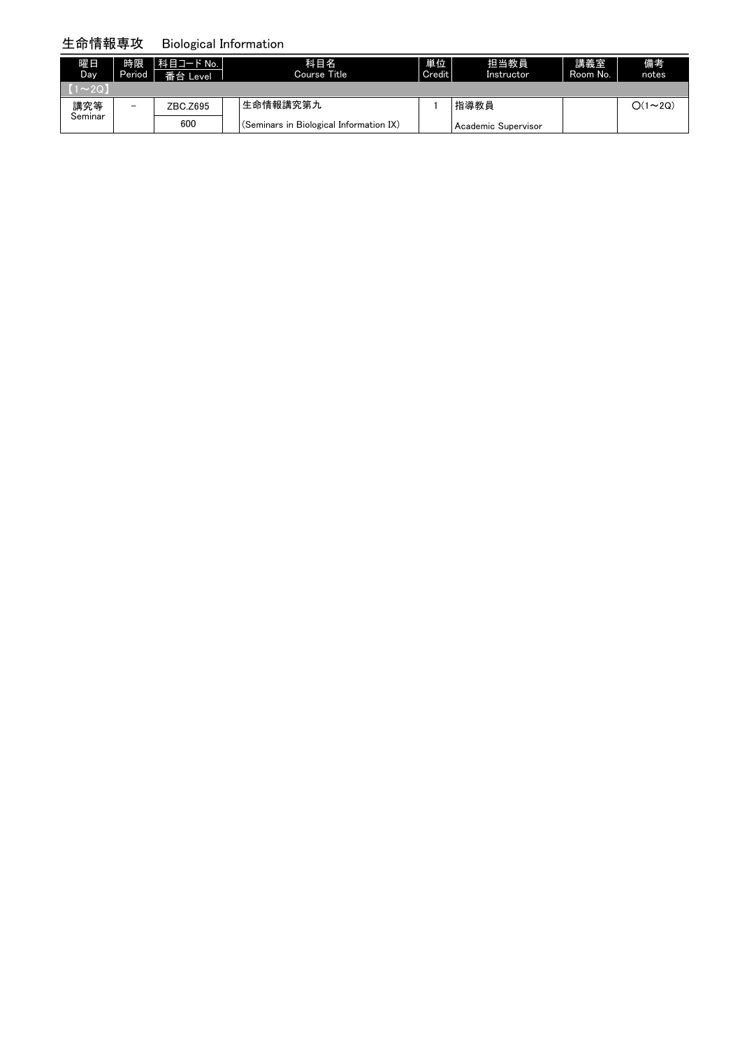## 生命情報専攻　Biological Information

| 曜日 Day | 時限 Period | 科目コード No. 番台 Level | 科目名 Course Title | 単位 Credit | 担当教員 Instructor | 講義室 Room No. | 備考 notes |
|---|---|---|---|---|---|---|---|
| 【1～2Q】 | | | | | | | |
| 講究等 Seminar | － | ZBC.Z695 600 | 生命情報講究第九 (Seminars in Biological Information IX) | 1 | 指導教員 Academic Supervisor | | ○(1～2Q) |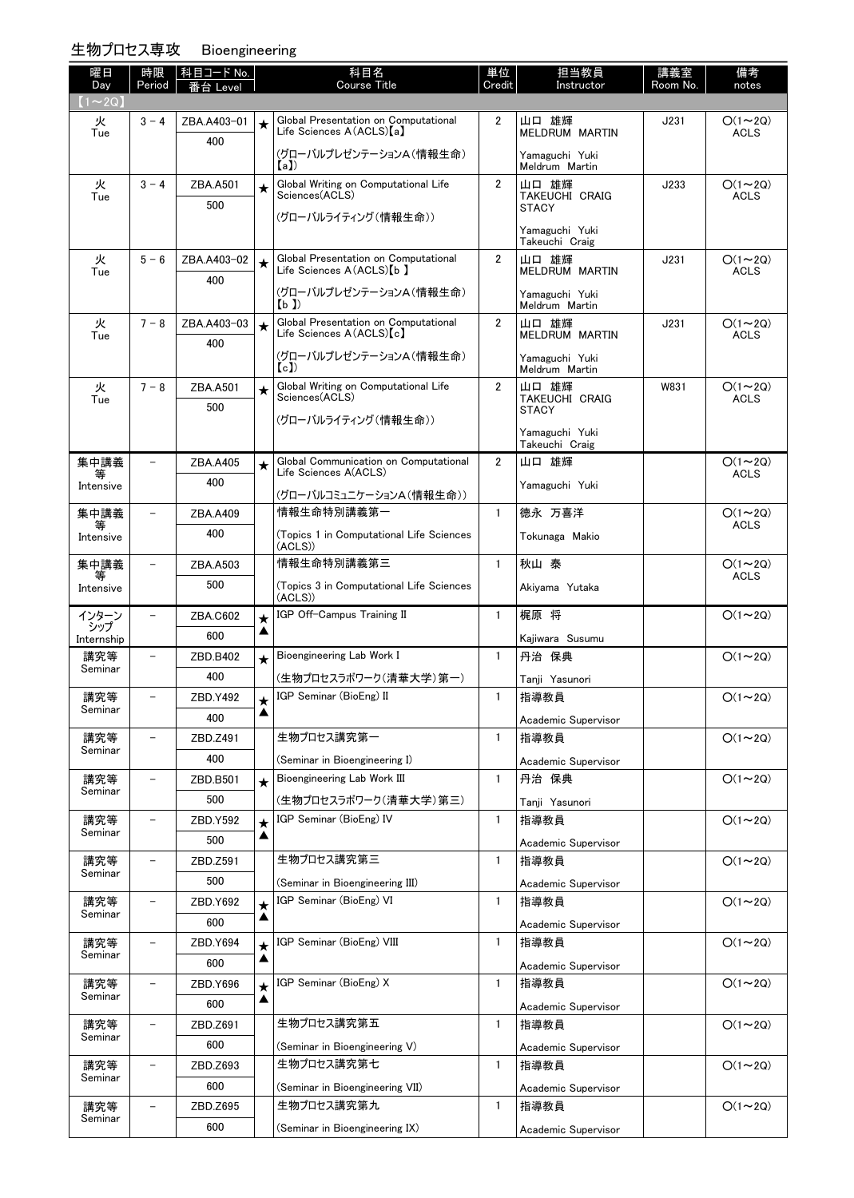## 生物プロセス専攻　Bioengineering

| 曜日 Day | 時限 Period | 科目コード No. 番台 Level | | 科目名 Course Title | 単位 Credit | 担当教員 Instructor | 講義室 Room No. | 備考 notes |
|---|---|---|---|---|---|---|---|---|
| 【1～2Q】 | | | | | | | | |
| 火 Tue | 3－4 | ZBA.A403-01 400 | ★ | Global Presentation on Computational Life Sciences A(ACLS)【a】 (グローバルプレゼンテーションA(情報生命)【a】) | 2 | 山口 雄輝 MELDRUM MARTIN Yamaguchi Yuki Meldrum Martin | J231 | ○(1～2Q) ACLS |
| 火 Tue | 3－4 | ZBA.A501 500 | ★ | Global Writing on Computational Life Sciences(ACLS) (グローバルライティング(情報生命)) | 2 | 山口 雄輝 TAKEUCHI CRAIG STACY Yamaguchi Yuki Takeuchi Craig | J233 | ○(1～2Q) ACLS |
| 火 Tue | 5－6 | ZBA.A403-02 400 | ★ | Global Presentation on Computational Life Sciences A(ACLS)【b 】 (グローバルプレゼンテーションA(情報生命)【b 】) | 2 | 山口 雄輝 MELDRUM MARTIN Yamaguchi Yuki Meldrum Martin | J231 | ○(1～2Q) ACLS |
| 火 Tue | 7－8 | ZBA.A403-03 400 | ★ | Global Presentation on Computational Life Sciences A(ACLS)【c】 (グローバルプレゼンテーションA(情報生命)【c】) | 2 | 山口 雄輝 MELDRUM MARTIN Yamaguchi Yuki Meldrum Martin | J231 | ○(1～2Q) ACLS |
| 火 Tue | 7－8 | ZBA.A501 500 | ★ | Global Writing on Computational Life Sciences(ACLS) (グローバルライティング(情報生命)) | 2 | 山口 雄輝 TAKEUCHI CRAIG STACY Yamaguchi Yuki Takeuchi Craig | W831 | ○(1～2Q) ACLS |
| 集中講義等 Intensive | － | ZBA.A405 400 | ★ | Global Communication on Computational Life Sciences A(ACLS) (グローバルコミュニケーションA(情報生命)) | 2 | 山口 雄輝 Yamaguchi Yuki | | ○(1～2Q) ACLS |
| 集中講義等 Intensive | － | ZBA.A409 400 | | 情報生命特別講義第一 (Topics 1 in Computational Life Sciences (ACLS)) | 1 | 徳永 万喜洋 Tokunaga Makio | | ○(1～2Q) ACLS |
| 集中講義等 Intensive | － | ZBA.A503 500 | | 情報生命特別講義第三 (Topics 3 in Computational Life Sciences (ACLS)) | 1 | 秋山 泰 Akiyama Yutaka | | ○(1～2Q) ACLS |
| インターンシップ Internship | － | ZBA.C602 600 | ★▲ | IGP Off-Campus Training II | 1 | 梶原 将 Kajiwara Susumu | | ○(1～2Q) |
| 講究等 Seminar | － | ZBD.B402 400 | ★ | Bioengineering Lab Work I (生物プロセスラボワーク(清華大学)第一) | 1 | 丹治 保典 Tanji Yasunori | | ○(1～2Q) |
| 講究等 Seminar | － | ZBD.Y492 400 | ★▲ | IGP Seminar (BioEng) II | 1 | 指導教員 Academic Supervisor | | ○(1～2Q) |
| 講究等 Seminar | － | ZBD.Z491 400 | | 生物プロセス講究第一 (Seminar in Bioengineering I) | 1 | 指導教員 Academic Supervisor | | ○(1～2Q) |
| 講究等 Seminar | － | ZBD.B501 500 | ★ | Bioengineering Lab Work III (生物プロセスラボワーク(清華大学)第三) | 1 | 丹治 保典 Tanji Yasunori | | ○(1～2Q) |
| 講究等 Seminar | － | ZBD.Y592 500 | ★▲ | IGP Seminar (BioEng) IV | 1 | 指導教員 Academic Supervisor | | ○(1～2Q) |
| 講究等 Seminar | － | ZBD.Z591 500 | | 生物プロセス講究第三 (Seminar in Bioengineering III) | 1 | 指導教員 Academic Supervisor | | ○(1～2Q) |
| 講究等 Seminar | － | ZBD.Y692 600 | ★▲ | IGP Seminar (BioEng) VI | 1 | 指導教員 Academic Supervisor | | ○(1～2Q) |
| 講究等 Seminar | － | ZBD.Y694 600 | ★▲ | IGP Seminar (BioEng) VIII | 1 | 指導教員 Academic Supervisor | | ○(1～2Q) |
| 講究等 Seminar | － | ZBD.Y696 600 | ★▲ | IGP Seminar (BioEng) X | 1 | 指導教員 Academic Supervisor | | ○(1～2Q) |
| 講究等 Seminar | － | ZBD.Z691 600 | | 生物プロセス講究第五 (Seminar in Bioengineering V) | 1 | 指導教員 Academic Supervisor | | ○(1～2Q) |
| 講究等 Seminar | － | ZBD.Z693 600 | | 生物プロセス講究第七 (Seminar in Bioengineering VII) | 1 | 指導教員 Academic Supervisor | | ○(1～2Q) |
| 講究等 Seminar | － | ZBD.Z695 600 | | 生物プロセス講究第九 (Seminar in Bioengineering IX) | 1 | 指導教員 Academic Supervisor | | ○(1～2Q) |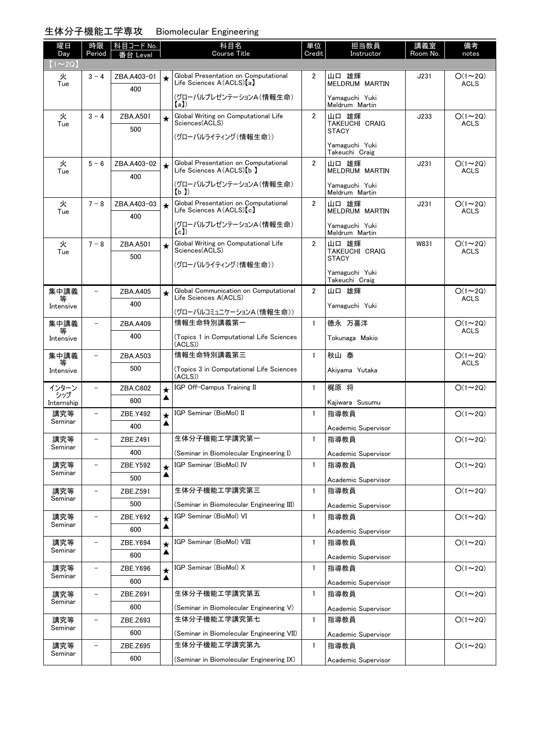## 生体分子機能工学専攻　Biomolecular Engineering

| 曜日 Day | 時限 Period | 科目コード No. 番台 Level | | 科目名 Course Title | 単位 Credit | 担当教員 Instructor | 講義室 Room No. | 備考 notes |
|---|---|---|---|---|---|---|---|---|
| 【1～2Q】 | | | | | | | | |
| 火 Tue | 3－4 | ZBA.A403-01 400 | ★ | Global Presentation on Computational Life Sciences A(ACLS)【a】 (グローバルプレゼンテーションA(情報生命)【a】) | 2 | 山口 雄輝 MELDRUM MARTIN Yamaguchi Yuki Meldrum Martin | J231 | ○(1～2Q) ACLS |
| 火 Tue | 3－4 | ZBA.A501 500 | ★ | Global Writing on Computational Life Sciences(ACLS) (グローバルライティング(情報生命)) | 2 | 山口 雄輝 TAKEUCHI CRAIG STACY Yamaguchi Yuki Takeuchi Craig | J233 | ○(1～2Q) ACLS |
| 火 Tue | 5－6 | ZBA.A403-02 400 | ★ | Global Presentation on Computational Life Sciences A(ACLS)【b 】 (グローバルプレゼンテーションA(情報生命)【b 】) | 2 | 山口 雄輝 MELDRUM MARTIN Yamaguchi Yuki Meldrum Martin | J231 | ○(1～2Q) ACLS |
| 火 Tue | 7－8 | ZBA.A403-03 400 | ★ | Global Presentation on Computational Life Sciences A(ACLS)【c】 (グローバルプレゼンテーションA(情報生命)【c】) | 2 | 山口 雄輝 MELDRUM MARTIN Yamaguchi Yuki Meldrum Martin | J231 | ○(1～2Q) ACLS |
| 火 Tue | 7－8 | ZBA.A501 500 | ★ | Global Writing on Computational Life Sciences(ACLS) (グローバルライティング(情報生命)) | 2 | 山口 雄輝 TAKEUCHI CRAIG STACY Yamaguchi Yuki Takeuchi Craig | W831 | ○(1～2Q) ACLS |
| 集中講義等 Intensive | － | ZBA.A405 400 | ★ | Global Communication on Computational Life Sciences A(ACLS) (グローバルコミュニケーションA(情報生命)) | 2 | 山口 雄輝 Yamaguchi Yuki | | ○(1～2Q) ACLS |
| 集中講義等 Intensive | － | ZBA.A409 400 | | 情報生命特別講義第一 (Topics 1 in Computational Life Sciences (ACLS)) | 1 | 徳永 万喜洋 Tokunaga Makio | | ○(1～2Q) ACLS |
| 集中講義等 Intensive | － | ZBA.A503 500 | | 情報生命特別講義第三 (Topics 3 in Computational Life Sciences (ACLS)) | 1 | 秋山 泰 Akiyama Yutaka | | ○(1～2Q) ACLS |
| インターンシップ Internship | － | ZBA.C602 600 | ★▲ | IGP Off-Campus Training II | 1 | 梶原 将 Kajiwara Susumu | | ○(1～2Q) |
| 講究等 Seminar | － | ZBE.Y492 400 | ★▲ | IGP Seminar (BioMol) II | 1 | 指導教員 Academic Supervisor | | ○(1～2Q) |
| 講究等 Seminar | － | ZBE.Z491 400 | | 生体分子機能工学講究第一 (Seminar in Biomolecular Engineering I) | 1 | 指導教員 Academic Supervisor | | ○(1～2Q) |
| 講究等 Seminar | － | ZBE.Y592 500 | ★▲ | IGP Seminar (BioMol) IV | 1 | 指導教員 Academic Supervisor | | ○(1～2Q) |
| 講究等 Seminar | － | ZBE.Z591 500 | | 生体分子機能工学講究第三 (Seminar in Biomolecular Engineering III) | 1 | 指導教員 Academic Supervisor | | ○(1～2Q) |
| 講究等 Seminar | － | ZBE.Y692 600 | ★▲ | IGP Seminar (BioMol) VI | 1 | 指導教員 Academic Supervisor | | ○(1～2Q) |
| 講究等 Seminar | － | ZBE.Y694 600 | ★▲ | IGP Seminar (BioMol) VIII | 1 | 指導教員 Academic Supervisor | | ○(1～2Q) |
| 講究等 Seminar | － | ZBE.Y696 600 | ★▲ | IGP Seminar (BioMol) X | 1 | 指導教員 Academic Supervisor | | ○(1～2Q) |
| 講究等 Seminar | － | ZBE.Z691 600 | | 生体分子機能工学講究第五 (Seminar in Biomolecular Engineering V) | 1 | 指導教員 Academic Supervisor | | ○(1～2Q) |
| 講究等 Seminar | － | ZBE.Z693 600 | | 生体分子機能工学講究第七 (Seminar in Biomolecular Engineering VII) | 1 | 指導教員 Academic Supervisor | | ○(1～2Q) |
| 講究等 Seminar | － | ZBE.Z695 600 | | 生体分子機能工学講究第九 (Seminar in Biomolecular Engineering IX) | 1 | 指導教員 Academic Supervisor | | ○(1～2Q) |